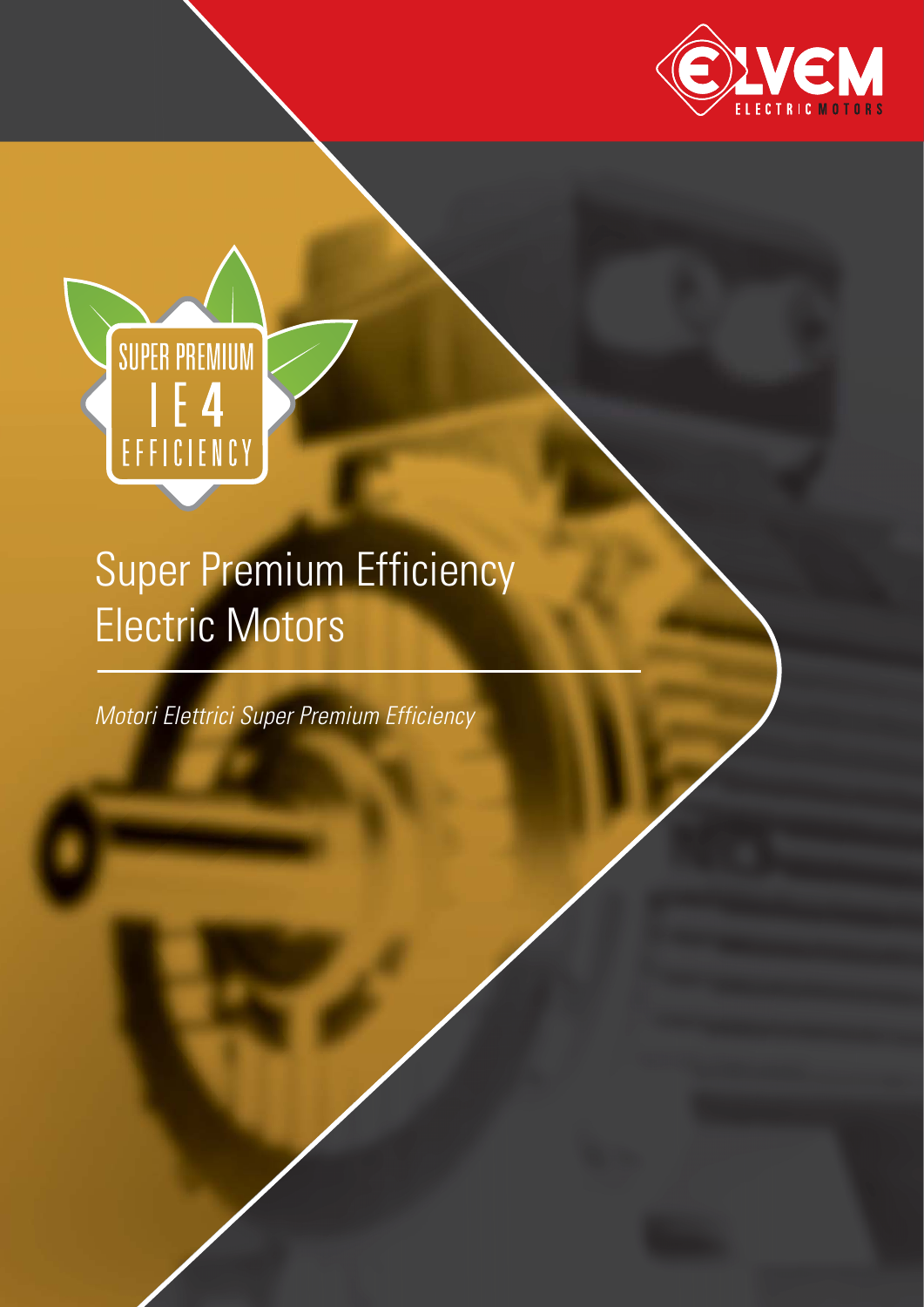ELVEM ELECTRIC MOTORS

SUPER PREMIUM IE4 EFFICIENCY

# Super Premium Efficiency Electric Motors

*Motori Elettrici Super Premium Efficiency*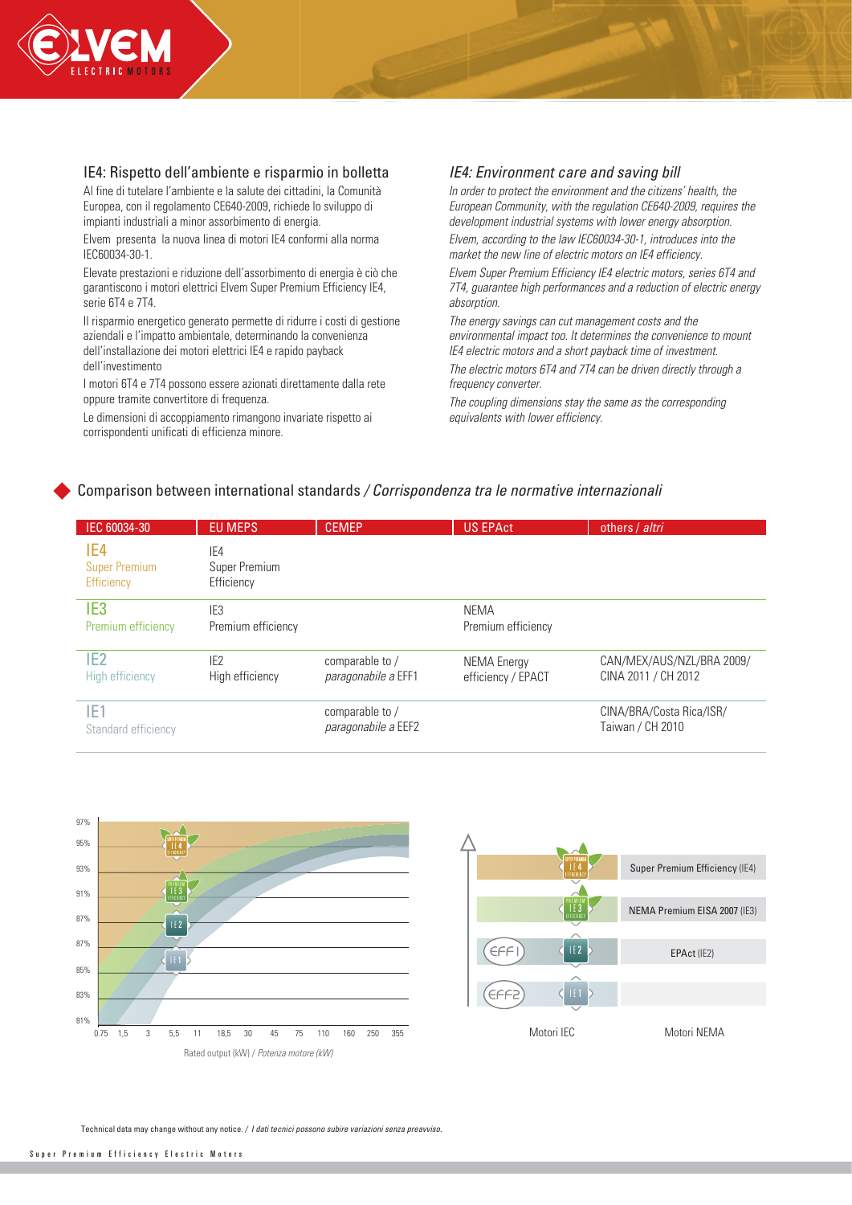## IE4: Rispetto dell'ambiente e risparmio in bolletta

Al fine di tutelare l'ambiente e la salute dei cittadini, la Comunità Europea, con il regolamento CE640-2009, richiede lo sviluppo di impianti industriali a minor assorbimento di energia.

Elvem presenta la nuova linea di motori IE4 conformi alla norma IEC60034-30-1.

Elevate prestazioni e riduzione dell'assorbimento di energia è ciò che garantiscono i motori elettrici Elvem Super Premium Efficiency IE4, serie 6T4 e 7T4.

Il risparmio energetico generato permette di ridurre i costi di gestione aziendali e l'impatto ambientale, determinando la convenienza dell'installazione dei motori elettrici IE4 e rapido payback dell'investimento

I motori 6T4 e 7T4 possono essere azionati direttamente dalla rete oppure tramite convertitore di frequenza.

Le dimensioni di accoppiamento rimangono invariate rispetto ai corrispondenti unificati di efficienza minore.

## *IE4: Environment care and saving bill*

*In order to protect the environment and the citizens' health, the European Community, with the regulation CE640-2009, requires the development industrial systems with lower energy absorption.*

*Elvem, according to the law IEC60034-30-1, introduces into the market the new line of electric motors on IE4 efficiency.*

*Elvem Super Premium Efficiency IE4 electric motors, series 6T4 and 7T4, guarantee high performances and a reduction of electric energy absorption.*

*The energy savings can cut management costs and the environmental impact too. It determines the convenience to mount IE4 electric motors and a short payback time of investment.*

*The electric motors 6T4 and 7T4 can be driven directly through a frequency converter.*

*The coupling dimensions stay the same as the corresponding equivalents with lower efficiency.*

## Comparison between international standards / *Corrispondenza tra le normative internazionali*

| IEC 60034-30 | EU MEPS | CEMEP | US EPAct | others / *altri* |
|---|---|---|---|---|
| IE4 Super Premium Efficiency | IE4 Super Premium Efficiency | | | |
| IE3 Premium efficiency | IE3 Premium efficiency | | NEMA Premium efficiency | |
| IE2 High efficiency | IE2 High efficiency | comparable to / *paragonabile a* EFF1 | NEMA Energy efficiency / EPACT | CAN/MEX/AUS/NZL/BRA 2009/ CINA 2011 / CH 2012 |
| IE1 Standard efficiency | | comparable to / *paragonabile a* EEF2 | | CINA/BRA/Costa Rica/ISR/ Taiwan / CH 2010 |

Rated output (kW) / *Potenza motore (kW)*

| Motori IEC | | Motori NEMA |
|---|---|---|
| | IE4 | Super Premium Efficiency (IE4) |
| | IE3 | NEMA Premium EISA 2007 (IE3) |
| EFF1 | IE2 | EPAct (IE2) |
| EFF2 | IE1 | |

Technical data may change without any notice. / *I dati tecnici possono subire variazioni senza preavviso.*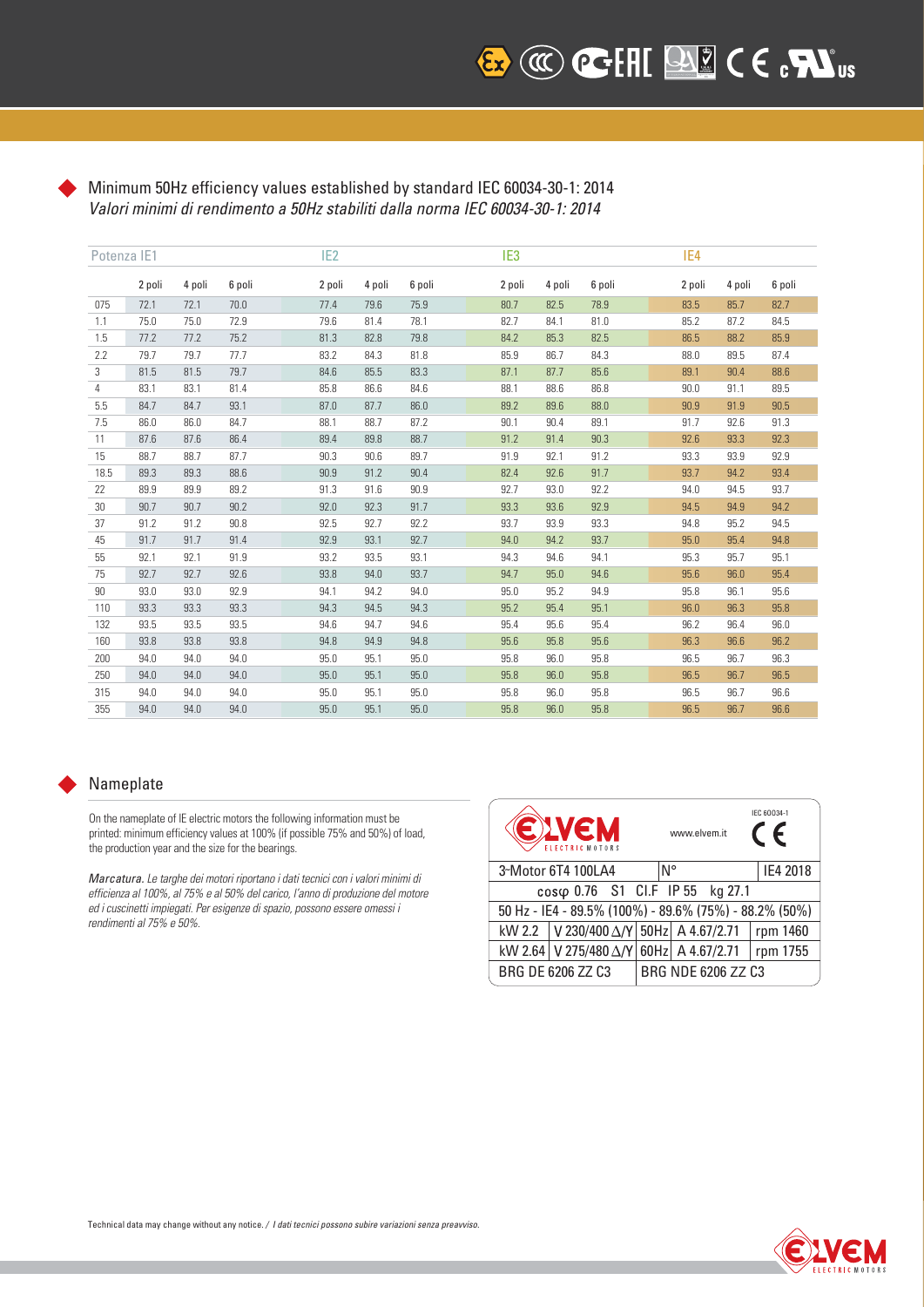## Minimum 50Hz efficiency values established by standard IEC 60034-30-1: 2014

*Valori minimi di rendimento a 50Hz stabiliti dalla norma IEC 60034-30-1: 2014*

| Potenza | IE1 | | | IE2 | | | IE3 | | | IE4 | | |
|---|---|---|---|---|---|---|---|---|---|---|---|---|
| | 2 poli | 4 poli | 6 poli | 2 poli | 4 poli | 6 poli | 2 poli | 4 poli | 6 poli | 2 poli | 4 poli | 6 poli |
| 075 | 72.1 | 72.1 | 70.0 | 77.4 | 79.6 | 75.9 | 80.7 | 82.5 | 78.9 | 83.5 | 85.7 | 82.7 |
| 1.1 | 75.0 | 75.0 | 72.9 | 79.6 | 81.4 | 78.1 | 82.7 | 84.1 | 81.0 | 85.2 | 87.2 | 84.5 |
| 1.5 | 77.2 | 77.2 | 75.2 | 81.3 | 82.8 | 79.8 | 84.2 | 85.3 | 82.5 | 86.5 | 88.2 | 85.9 |
| 2.2 | 79.7 | 79.7 | 77.7 | 83.2 | 84.3 | 81.8 | 85.9 | 86.7 | 84.3 | 88.0 | 89.5 | 87.4 |
| 3 | 81.5 | 81.5 | 79.7 | 84.6 | 85.5 | 83.3 | 87.1 | 87.7 | 85.6 | 89.1 | 90.4 | 88.6 |
| 4 | 83.1 | 83.1 | 81.4 | 85.8 | 86.6 | 84.6 | 88.1 | 88.6 | 86.8 | 90.0 | 91.1 | 89.5 |
| 5.5 | 84.7 | 84.7 | 93.1 | 87.0 | 87.7 | 86.0 | 89.2 | 89.6 | 88.0 | 90.9 | 91.9 | 90.5 |
| 7.5 | 86.0 | 86.0 | 84.7 | 88.1 | 88.7 | 87.2 | 90.1 | 90.4 | 89.1 | 91.7 | 92.6 | 91.3 |
| 11 | 87.6 | 87.6 | 86.4 | 89.4 | 89.8 | 88.7 | 91.2 | 91.4 | 90.3 | 92.6 | 93.3 | 92.3 |
| 15 | 88.7 | 88.7 | 87.7 | 90.3 | 90.6 | 89.7 | 91.9 | 92.1 | 91.2 | 93.3 | 93.9 | 92.9 |
| 18.5 | 89.3 | 89.3 | 88.6 | 90.9 | 91.2 | 90.4 | 82.4 | 92.6 | 91.7 | 93.7 | 94.2 | 93.4 |
| 22 | 89.9 | 89.9 | 89.2 | 91.3 | 91.6 | 90.9 | 92.7 | 93.0 | 92.2 | 94.0 | 94.5 | 93.7 |
| 30 | 90.7 | 90.7 | 90.2 | 92.0 | 92.3 | 91.7 | 93.3 | 93.6 | 92.9 | 94.5 | 94.9 | 94.2 |
| 37 | 91.2 | 91.2 | 90.8 | 92.5 | 92.7 | 92.2 | 93.7 | 93.9 | 93.3 | 94.8 | 95.2 | 94.5 |
| 45 | 91.7 | 91.7 | 91.4 | 92.9 | 93.1 | 92.7 | 94.0 | 94.2 | 93.7 | 95.0 | 95.4 | 94.8 |
| 55 | 92.1 | 92.1 | 91.9 | 93.2 | 93.5 | 93.1 | 94.3 | 94.6 | 94.1 | 95.3 | 95.7 | 95.1 |
| 75 | 92.7 | 92.7 | 92.6 | 93.8 | 94.0 | 93.7 | 94.7 | 95.0 | 94.6 | 95.6 | 96.0 | 95.4 |
| 90 | 93.0 | 93.0 | 92.9 | 94.1 | 94.2 | 94.0 | 95.0 | 95.2 | 94.9 | 95.8 | 96.1 | 95.6 |
| 110 | 93.3 | 93.3 | 93.3 | 94.3 | 94.5 | 94.3 | 95.2 | 95.4 | 95.1 | 96.0 | 96.3 | 95.8 |
| 132 | 93.5 | 93.5 | 93.5 | 94.6 | 94.7 | 94.6 | 95.4 | 95.6 | 95.4 | 96.2 | 96.4 | 96.0 |
| 160 | 93.8 | 93.8 | 93.8 | 94.8 | 94.9 | 94.8 | 95.6 | 95.8 | 95.6 | 96.3 | 96.6 | 96.2 |
| 200 | 94.0 | 94.0 | 94.0 | 95.0 | 95.1 | 95.0 | 95.8 | 96.0 | 95.8 | 96.5 | 96.7 | 96.3 |
| 250 | 94.0 | 94.0 | 94.0 | 95.0 | 95.1 | 95.0 | 95.8 | 96.0 | 95.8 | 96.5 | 96.7 | 96.5 |
| 315 | 94.0 | 94.0 | 94.0 | 95.0 | 95.1 | 95.0 | 95.8 | 96.0 | 95.8 | 96.5 | 96.7 | 96.6 |
| 355 | 94.0 | 94.0 | 94.0 | 95.0 | 95.1 | 95.0 | 95.8 | 96.0 | 95.8 | 96.5 | 96.7 | 96.6 |

## Nameplate

On the nameplate of IE electric motors the following information must be printed: minimum efficiency values at 100% (if possible 75% and 50%) of load, the production year and the size for the bearings.

*Marcatura. Le targhe dei motori riportano i dati tecnici con i valori minimi di efficienza al 100%, al 75% e al 50% del carico, l'anno di produzione del motore ed i cuscinetti impiegati. Per esigenze di spazio, possono essere omessi i rendimenti al 75% e 50%.*

ELVEM ELECTRIC MOTORS — www.elvem.it — IEC 60034-1 CE

| 3~Motor 6T4 100LA4 | | N° | | IE4 2018 |
|---|---|---|---|---|
| cosφ 0.76 S1 Cl.F IP 55 kg 27.1 | | | | |
| 50 Hz - IE4 - 89.5% (100%) - 89.6% (75%) - 88.2% (50%) | | | | |
| kW 2.2 | V 230/400 Δ/Y | 50Hz | A 4.67/2.71 | rpm 1460 |
| kW 2.64 | V 275/480 Δ/Y | 60Hz | A 4.67/2.71 | rpm 1755 |
| BRG DE 6206 ZZ C3 | | BRG NDE 6206 ZZ C3 | | |

Technical data may change without any notice. / *I dati tecnici possono subire variazioni senza preavviso.*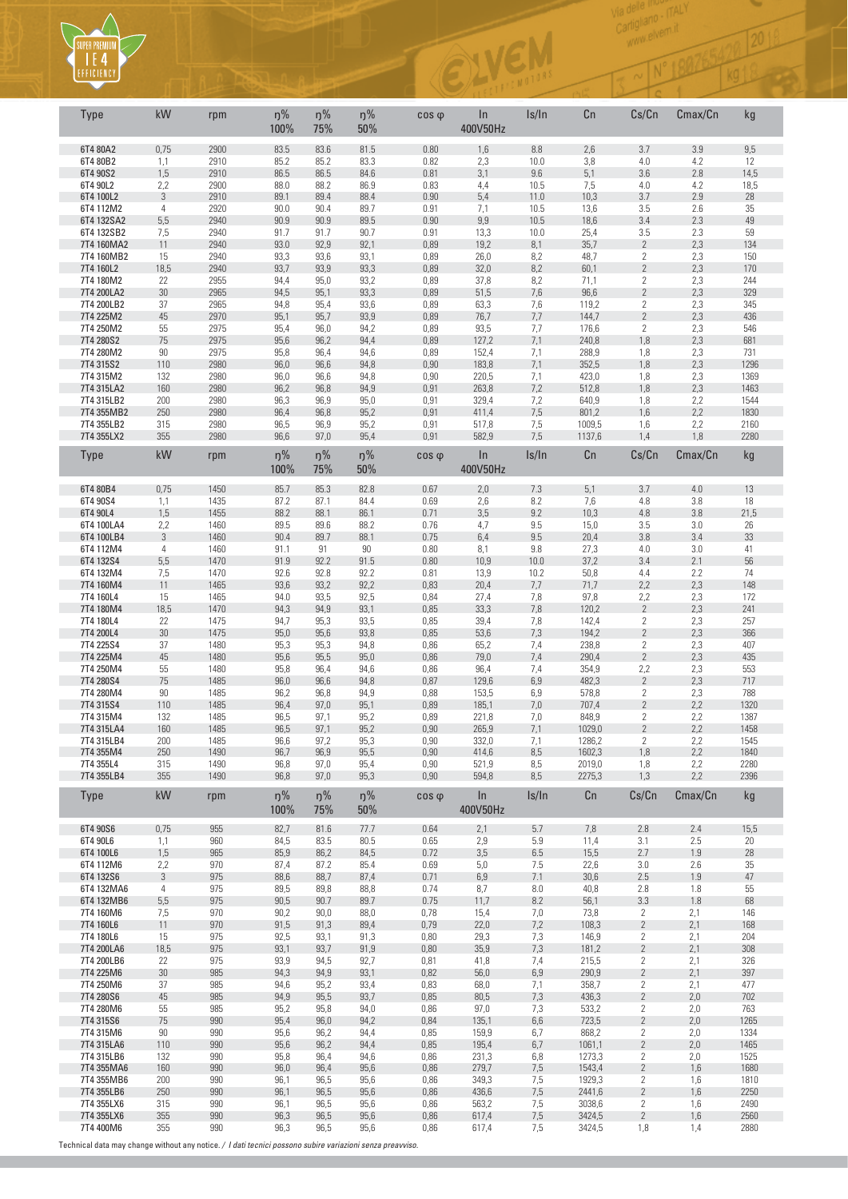SUPER PREMIUM IE4 EFFICIENCY

| Type | kW | rpm | η% 100% | η% 75% | η% 50% | cos φ | In 400V50Hz | Is/In | Cn | Cs/Cn | Cmax/Cn | kg |
|---|---|---|---|---|---|---|---|---|---|---|---|---|
| 6T4 80A2 | 0,75 | 2900 | 83.5 | 83.6 | 81.5 | 0.80 | 1,6 | 8.8 | 2,6 | 3.7 | 3.9 | 9,5 |
| 6T4 80B2 | 1,1 | 2910 | 85.2 | 85.2 | 83.3 | 0.82 | 2,3 | 10.0 | 3,8 | 4.0 | 4.2 | 12 |
| 6T4 90S2 | 1,5 | 2910 | 86.5 | 86.5 | 84.6 | 0.81 | 3,1 | 9.6 | 5,1 | 3.6 | 2.8 | 14,5 |
| 6T4 90L2 | 2,2 | 2900 | 88.0 | 88.2 | 86.9 | 0.83 | 4,4 | 10.5 | 7,5 | 4.0 | 4.2 | 18,5 |
| 6T4 100L2 | 3 | 2910 | 89.1 | 89.4 | 88.4 | 0.90 | 5,4 | 11.0 | 10,3 | 3.7 | 2.9 | 28 |
| 6T4 112M2 | 4 | 2920 | 90.0 | 90.4 | 89.7 | 0.91 | 7,1 | 10.5 | 13,6 | 3.5 | 2.6 | 35 |
| 6T4 132SA2 | 5,5 | 2940 | 90.9 | 90.9 | 89.5 | 0.90 | 9,9 | 10.5 | 18,6 | 3.4 | 2.3 | 49 |
| 6T4 132SB2 | 7,5 | 2940 | 91.7 | 91.7 | 90.7 | 0.91 | 13,3 | 10.0 | 25,4 | 3.5 | 2.3 | 59 |
| 7T4 160MA2 | 11 | 2940 | 93,0 | 92,9 | 92,1 | 0,89 | 19,2 | 8,1 | 35,7 | 2 | 2,3 | 134 |
| 7T4 160MB2 | 15 | 2940 | 93,3 | 93,6 | 93,1 | 0,89 | 26,0 | 8,2 | 48,7 | 2 | 2,3 | 150 |
| 7T4 160L2 | 18,5 | 2940 | 93,7 | 93,9 | 93,3 | 0,89 | 32,0 | 8,2 | 60,1 | 2 | 2,3 | 170 |
| 7T4 180M2 | 22 | 2955 | 94,4 | 95,0 | 93,2 | 0,89 | 37,8 | 8,2 | 71,1 | 2 | 2,3 | 244 |
| 7T4 200LA2 | 30 | 2965 | 94,5 | 95,1 | 93,3 | 0,89 | 51,5 | 7,6 | 96,6 | 2 | 2,3 | 329 |
| 7T4 200LB2 | 37 | 2965 | 94,8 | 95,4 | 93,6 | 0,89 | 63,3 | 7,6 | 119,2 | 2 | 2,3 | 345 |
| 7T4 225M2 | 45 | 2970 | 95,1 | 95,7 | 93,9 | 0,89 | 76,7 | 7,7 | 144,7 | 2 | 2,3 | 436 |
| 7T4 250M2 | 55 | 2975 | 95,4 | 96,0 | 94,2 | 0,89 | 93,5 | 7,7 | 176,6 | 2 | 2,3 | 546 |
| 7T4 280S2 | 75 | 2975 | 95,6 | 96,2 | 94,4 | 0,89 | 127,2 | 7,1 | 240,8 | 1,8 | 2,3 | 681 |
| 7T4 280M2 | 90 | 2975 | 95,8 | 96,4 | 94,6 | 0,89 | 152,4 | 7,1 | 288,9 | 1,8 | 2,3 | 731 |
| 7T4 315S2 | 110 | 2980 | 96,0 | 96,6 | 94,8 | 0,90 | 183,8 | 7,1 | 352,5 | 1,8 | 2,3 | 1296 |
| 7T4 315M2 | 132 | 2980 | 96,0 | 96,6 | 94,8 | 0,90 | 220,5 | 7,1 | 423,0 | 1,8 | 2,3 | 1369 |
| 7T4 315LA2 | 160 | 2980 | 96,2 | 96,8 | 94,9 | 0,91 | 263,8 | 7,2 | 512,8 | 1,8 | 2,3 | 1463 |
| 7T4 315LB2 | 200 | 2980 | 96,3 | 96,9 | 95,0 | 0,91 | 329,4 | 7,2 | 640,9 | 1,8 | 2,2 | 1544 |
| 7T4 355MB2 | 250 | 2980 | 96,4 | 96,8 | 95,2 | 0,91 | 411,4 | 7,5 | 801,2 | 1,6 | 2,2 | 1830 |
| 7T4 355LB2 | 315 | 2980 | 96,5 | 96,9 | 95,2 | 0,91 | 517,8 | 7,5 | 1009,5 | 1,6 | 2,2 | 2160 |
| 7T4 355LX2 | 355 | 2980 | 96,6 | 97,0 | 95,4 | 0,91 | 582,9 | 7,5 | 1137,6 | 1,4 | 1,8 | 2280 |

| Type | kW | rpm | η% 100% | η% 75% | η% 50% | cos φ | In 400V50Hz | Is/In | Cn | Cs/Cn | Cmax/Cn | kg |
|---|---|---|---|---|---|---|---|---|---|---|---|---|
| 6T4 80B4 | 0,75 | 1450 | 85.7 | 85.3 | 82.8 | 0.67 | 2,0 | 7.3 | 5,1 | 3.7 | 4.0 | 13 |
| 6T4 90S4 | 1,1 | 1435 | 87.2 | 87.1 | 84.4 | 0.69 | 2,6 | 8.2 | 7,6 | 4.8 | 3.8 | 18 |
| 6T4 90L4 | 1,5 | 1455 | 88.2 | 88.1 | 86.1 | 0.71 | 3,5 | 9.2 | 10,3 | 4.8 | 3.8 | 21,5 |
| 6T4 100LA4 | 2,2 | 1460 | 89.5 | 89.6 | 88.2 | 0.76 | 4,7 | 9.5 | 15,0 | 3.5 | 3.0 | 26 |
| 6T4 100LB4 | 3 | 1460 | 90.4 | 89.7 | 88.1 | 0.75 | 6,4 | 9.5 | 20,4 | 3.8 | 3.4 | 33 |
| 6T4 112M4 | 4 | 1460 | 91.1 | 91 | 90 | 0.80 | 8,1 | 9.8 | 27,3 | 4.0 | 3.0 | 41 |
| 6T4 132S4 | 5,5 | 1470 | 91.9 | 92.2 | 91.5 | 0.80 | 10,9 | 10.0 | 37,2 | 3.4 | 2.1 | 56 |
| 6T4 132M4 | 7,5 | 1470 | 92.6 | 92.8 | 92.2 | 0.81 | 13,9 | 10.2 | 50,8 | 4.4 | 2.2 | 74 |
| 7T4 160M4 | 11 | 1465 | 93,6 | 93,2 | 92,2 | 0,83 | 20,4 | 7,7 | 71,7 | 2,2 | 2,3 | 148 |
| 7T4 160L4 | 15 | 1465 | 94,0 | 93,5 | 92,5 | 0,84 | 27,4 | 7,8 | 97,8 | 2,2 | 2,3 | 172 |
| 7T4 180M4 | 18,5 | 1470 | 94,3 | 94,9 | 93,1 | 0,85 | 33,3 | 7,8 | 120,2 | 2 | 2,3 | 241 |
| 7T4 180L4 | 22 | 1475 | 94,7 | 95,3 | 93,5 | 0,85 | 39,4 | 7,8 | 142,4 | 2 | 2,3 | 257 |
| 7T4 200L4 | 30 | 1475 | 95,0 | 95,6 | 93,8 | 0,85 | 53,6 | 7,3 | 194,2 | 2 | 2,3 | 366 |
| 7T4 225S4 | 37 | 1480 | 95,3 | 95,3 | 94,8 | 0,86 | 65,2 | 7,4 | 238,8 | 2 | 2,3 | 407 |
| 7T4 225M4 | 45 | 1480 | 95,6 | 95,5 | 95,0 | 0,86 | 79,0 | 7,4 | 290,4 | 2 | 2,3 | 435 |
| 7T4 250M4 | 55 | 1480 | 95,8 | 96,4 | 94,6 | 0,86 | 96,4 | 7,4 | 354,9 | 2,2 | 2,3 | 553 |
| 7T4 280S4 | 75 | 1485 | 96,0 | 96,6 | 94,8 | 0,87 | 129,6 | 6,9 | 482,3 | 2 | 2,3 | 717 |
| 7T4 280M4 | 90 | 1485 | 96,2 | 96,8 | 94,9 | 0,88 | 153,5 | 6,9 | 578,8 | 2 | 2,3 | 788 |
| 7T4 315S4 | 110 | 1485 | 96,4 | 97,0 | 95,1 | 0,89 | 185,1 | 7,0 | 707,4 | 2 | 2,2 | 1320 |
| 7T4 315M4 | 132 | 1485 | 96,5 | 97,1 | 95,2 | 0,89 | 221,8 | 7,0 | 848,9 | 2 | 2,2 | 1387 |
| 7T4 315LA4 | 160 | 1485 | 96,5 | 97,1 | 95,2 | 0,90 | 265,9 | 7,1 | 1029,0 | 2 | 2,2 | 1458 |
| 7T4 315LB4 | 200 | 1485 | 96,6 | 97,2 | 95,3 | 0,90 | 332,0 | 7,1 | 1286,2 | 2 | 2,2 | 1545 |
| 7T4 355M4 | 250 | 1490 | 96,7 | 96,9 | 95,5 | 0,90 | 414,6 | 8,5 | 1602,3 | 1,8 | 2,2 | 1840 |
| 7T4 355L4 | 315 | 1490 | 96,8 | 97,0 | 95,4 | 0,90 | 521,9 | 8,5 | 2019,0 | 1,8 | 2,2 | 2280 |
| 7T4 355LB4 | 355 | 1490 | 96,8 | 97,0 | 95,3 | 0,90 | 594,8 | 8,5 | 2275,3 | 1,3 | 2,2 | 2396 |

| Type | kW | rpm | η% 100% | η% 75% | η% 50% | cos φ | In 400V50Hz | Is/In | Cn | Cs/Cn | Cmax/Cn | kg |
|---|---|---|---|---|---|---|---|---|---|---|---|---|
| 6T4 90S6 | 0,75 | 955 | 82,7 | 81.6 | 77.7 | 0.64 | 2,1 | 5.7 | 7,8 | 2.8 | 2.4 | 15,5 |
| 6T4 90L6 | 1,1 | 960 | 84,5 | 83.5 | 80.5 | 0.65 | 2,9 | 5.9 | 11,4 | 3.1 | 2.5 | 20 |
| 6T4 100L6 | 1,5 | 965 | 85,9 | 86.2 | 84.5 | 0.72 | 3,5 | 6.5 | 15,5 | 2.7 | 1.9 | 28 |
| 6T4 112M6 | 2,2 | 970 | 87,4 | 87.2 | 85.4 | 0.69 | 5,0 | 7.5 | 22,6 | 3.0 | 2.6 | 35 |
| 6T4 132S6 | 3 | 975 | 88,6 | 88.7 | 87,4 | 0.71 | 6,9 | 7.1 | 30,6 | 2.5 | 1.9 | 47 |
| 6T4 132MA6 | 4 | 975 | 89,5 | 89,8 | 88,8 | 0.74 | 8,7 | 8.0 | 40,8 | 2.8 | 1.8 | 55 |
| 6T4 132MB6 | 5,5 | 975 | 90,5 | 90.7 | 89.7 | 0.75 | 11,7 | 8.2 | 56,1 | 3.3 | 1.8 | 68 |
| 7T4 160M6 | 7,5 | 970 | 90,2 | 90,0 | 88,0 | 0,78 | 15,4 | 7,0 | 73,8 | 2 | 2,1 | 146 |
| 7T4 160L6 | 11 | 970 | 91,5 | 91,3 | 89,4 | 0,79 | 22,0 | 7,2 | 108,3 | 2 | 2,1 | 168 |
| 7T4 180L6 | 15 | 975 | 92,5 | 93,1 | 91,3 | 0,80 | 29,3 | 7,3 | 146,9 | 2 | 2,1 | 204 |
| 7T4 200LA6 | 18,5 | 975 | 93,1 | 93,7 | 91,9 | 0,80 | 35,9 | 7,3 | 181,2 | 2 | 2,1 | 308 |
| 7T4 200LB6 | 22 | 975 | 93,9 | 94,5 | 92,7 | 0,81 | 41,8 | 7,4 | 215,5 | 2 | 2,1 | 326 |
| 7T4 225M6 | 30 | 985 | 94,3 | 94,9 | 93,1 | 0,82 | 56,0 | 6,9 | 290,9 | 2 | 2,1 | 397 |
| 7T4 250M6 | 37 | 985 | 94,6 | 95,2 | 93,4 | 0,83 | 68,0 | 7,1 | 358,7 | 2 | 2,1 | 477 |
| 7T4 280S6 | 45 | 985 | 94,9 | 95,5 | 93,7 | 0,85 | 80,5 | 7,3 | 436,3 | 2 | 2,0 | 702 |
| 7T4 280M6 | 55 | 985 | 95,2 | 95,8 | 94,0 | 0,86 | 97,0 | 7,3 | 533,2 | 2 | 2,0 | 763 |
| 7T4 315S6 | 75 | 990 | 95,4 | 96,0 | 94,2 | 0,84 | 135,1 | 6,6 | 723,5 | 2 | 2,0 | 1265 |
| 7T4 315M6 | 90 | 990 | 95,6 | 96,2 | 94,4 | 0,85 | 159,9 | 6,7 | 868,2 | 2 | 2,0 | 1334 |
| 7T4 315LA6 | 110 | 990 | 95,6 | 96,2 | 94,4 | 0,85 | 195,4 | 6,7 | 1061,1 | 2 | 2,0 | 1465 |
| 7T4 315LB6 | 132 | 990 | 95,8 | 96,4 | 94,6 | 0,86 | 231,3 | 6,8 | 1273,3 | 2 | 2,0 | 1525 |
| 7T4 355MA6 | 160 | 990 | 96,0 | 96,4 | 95,6 | 0,86 | 279,7 | 7,5 | 1543,4 | 2 | 1,6 | 1680 |
| 7T4 355MB6 | 200 | 990 | 96,1 | 96,5 | 95,6 | 0,86 | 349,3 | 7,5 | 1929,3 | 2 | 1,6 | 1810 |
| 7T4 355LB6 | 250 | 990 | 96,1 | 96,5 | 95,6 | 0,86 | 436,6 | 7,5 | 2441,6 | 2 | 1,6 | 2250 |
| 7T4 355LX6 | 315 | 990 | 96,1 | 96,5 | 95,6 | 0,86 | 563,2 | 7,5 | 3038,6 | 2 | 1,6 | 2490 |
| 7T4 355LX6 | 355 | 990 | 96,3 | 96,5 | 95,6 | 0,86 | 617,4 | 7,5 | 3424,5 | 2 | 1,6 | 2560 |
| 7T4 400M6 | 355 | 990 | 96,3 | 96,5 | 95,6 | 0,86 | 617,4 | 7,5 | 3424,5 | 1,8 | 1,4 | 2880 |

Technical data may change without any notice. / *I dati tecnici possono subire variazioni senza preavviso.*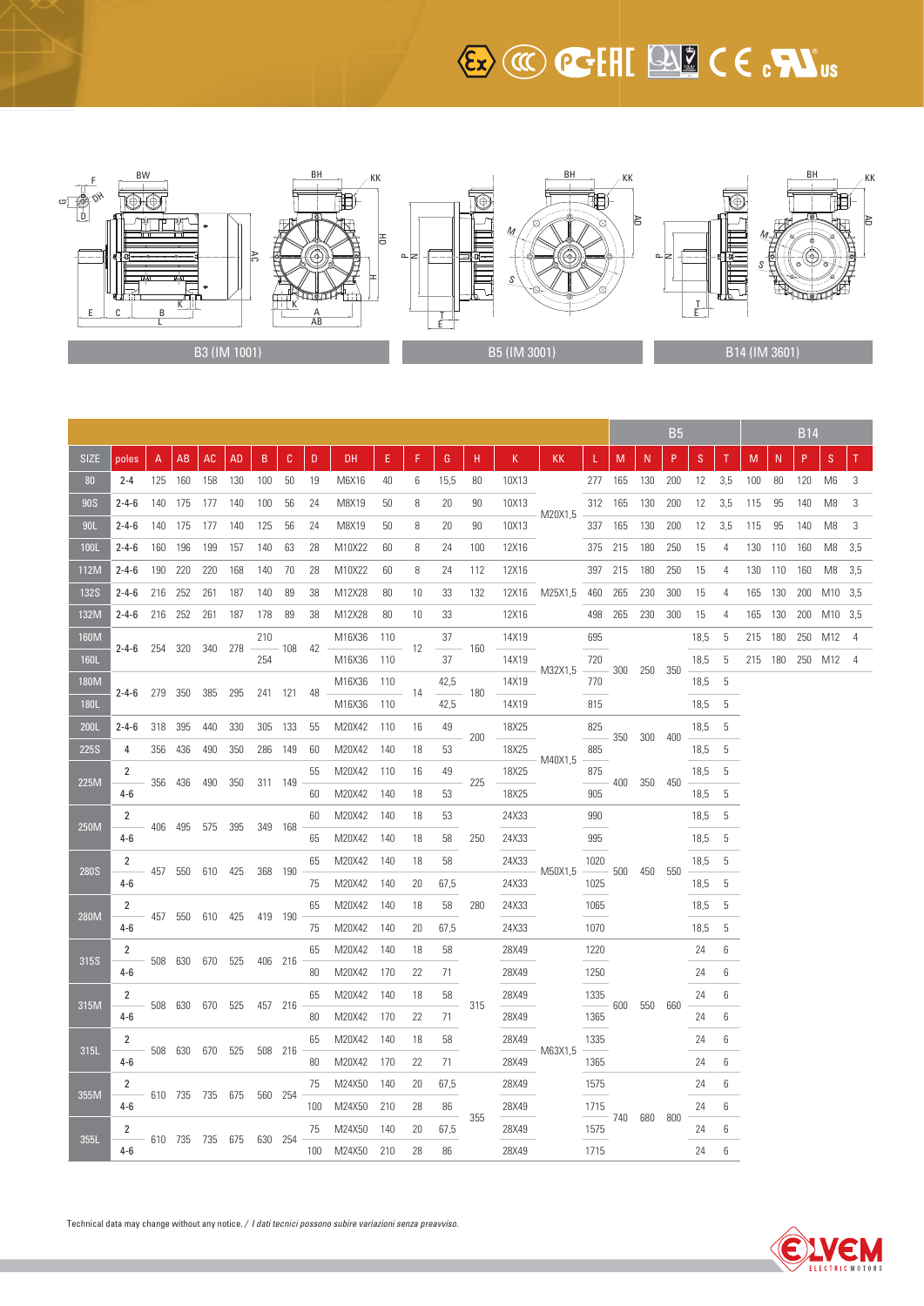B3 (IM 1001) | B5 (IM 3001) | B14 (IM 3601)

| SIZE | poles | A | AB | AC | AD | B | C | D | DH | E | F | G | H | K | KK | L | B5 M | B5 N | B5 P | B5 S | B5 T | B14 M | B14 N | B14 P | B14 S | B14 T |
|---|---|---|---|---|---|---|---|---|---|---|---|---|---|---|---|---|---|---|---|---|---|---|---|---|---|---|
| 80 | 2-4 | 125 | 160 | 158 | 130 | 100 | 50 | 19 | M6X16 | 40 | 6 | 15,5 | 80 | 10X13 | M20X1,5 | 277 | 165 | 130 | 200 | 12 | 3,5 | 100 | 80 | 120 | M6 | 3 |
| 90S | 2-4-6 | 140 | 175 | 177 | 140 | 100 | 56 | 24 | M8X19 | 50 | 8 | 20 | 90 | 10X13 | M20X1,5 | 312 | 165 | 130 | 200 | 12 | 3,5 | 115 | 95 | 140 | M8 | 3 |
| 90L | 2-4-6 | 140 | 175 | 177 | 140 | 125 | 56 | 24 | M8X19 | 50 | 8 | 20 | 90 | 10X13 | M20X1,5 | 337 | 165 | 130 | 200 | 12 | 3,5 | 115 | 95 | 140 | M8 | 3 |
| 100L | 2-4-6 | 160 | 196 | 199 | 157 | 140 | 63 | 28 | M10X22 | 60 | 8 | 24 | 100 | 12X16 | M20X1,5 | 375 | 215 | 180 | 250 | 15 | 4 | 130 | 110 | 160 | M8 | 3,5 |
| 112M | 2-4-6 | 190 | 220 | 220 | 168 | 140 | 70 | 28 | M10X22 | 60 | 8 | 24 | 112 | 12X16 | M25X1,5 | 397 | 215 | 180 | 250 | 15 | 4 | 130 | 110 | 160 | M8 | 3,5 |
| 132S | 2-4-6 | 216 | 252 | 261 | 187 | 140 | 89 | 38 | M12X28 | 80 | 10 | 33 | 132 | 12X16 | M25X1,5 | 460 | 265 | 230 | 300 | 15 | 4 | 165 | 130 | 200 | M10 | 3,5 |
| 132M | 2-4-6 | 216 | 252 | 261 | 187 | 178 | 89 | 38 | M12X28 | 80 | 10 | 33 | 132 | 12X16 | M25X1,5 | 498 | 265 | 230 | 300 | 15 | 4 | 165 | 130 | 200 | M10 | 3,5 |
| 160M | 2-4-6 | 254 | 320 | 340 | 278 | 210 | 108 | 42 | M16X36 | 110 | 12 | 37 | 160 | 14X19 | M32X1,5 | 695 | 300 | 250 | 350 | 18,5 | 5 | 215 | 180 | 250 | M12 | 4 |
| 160L | 2-4-6 | 254 | 320 | 340 | 278 | 254 | 108 | 42 | M16X36 | 110 | 12 | 37 | 160 | 14X19 | M32X1,5 | 720 | 300 | 250 | 350 | 18,5 | 5 | 215 | 180 | 250 | M12 | 4 |
| 180M | 2-4-6 | 279 | 350 | 385 | 295 | 241 | 121 | 48 | M16X36 | 110 | 14 | 42,5 | 180 | 14X19 | M32X1,5 | 770 | 300 | 250 | 350 | 18,5 | 5 | | | | | |
| 180L | 2-4-6 | 279 | 350 | 385 | 295 | 241 | 121 | 48 | M16X36 | 110 | 14 | 42,5 | 180 | 14X19 | M32X1,5 | 815 | 300 | 250 | 350 | 18,5 | 5 | | | | | |
| 200L | 2-4-6 | 318 | 395 | 440 | 330 | 305 | 133 | 55 | M20X42 | 110 | 16 | 49 | 200 | 18X25 | M40X1,5 | 825 | 350 | 300 | 400 | 18,5 | 5 | | | | | |
| 225S | 4 | 356 | 436 | 490 | 350 | 286 | 149 | 60 | M20X42 | 140 | 18 | 53 | 200 | 18X25 | M40X1,5 | 885 | 350 | 300 | 400 | 18,5 | 5 | | | | | |
| 225M | 2 | 356 | 436 | 490 | 350 | 311 | 149 | 55 | M20X42 | 110 | 16 | 49 | 225 | 18X25 | M40X1,5 | 875 | 400 | 350 | 450 | 18,5 | 5 | | | | | |
| 225M | 4-6 | 356 | 436 | 490 | 350 | 311 | 149 | 60 | M20X42 | 140 | 18 | 53 | 225 | 18X25 | M40X1,5 | 905 | 400 | 350 | 450 | 18,5 | 5 | | | | | |
| 250M | 2 | 406 | 495 | 575 | 395 | 349 | 168 | 60 | M20X42 | 140 | 18 | 53 | 250 | 24X33 | M50X1,5 | 990 | 500 | 450 | 550 | 18,5 | 5 | | | | | |
| 250M | 4-6 | 406 | 495 | 575 | 395 | 349 | 168 | 65 | M20X42 | 140 | 18 | 58 | 250 | 24X33 | M50X1,5 | 995 | 500 | 450 | 550 | 18,5 | 5 | | | | | |
| 280S | 2 | 457 | 550 | 610 | 425 | 368 | 190 | 65 | M20X42 | 140 | 18 | 58 | 280 | 24X33 | M50X1,5 | 1020 | 500 | 450 | 550 | 18,5 | 5 | | | | | |
| 280S | 4-6 | 457 | 550 | 610 | 425 | 368 | 190 | 75 | M20X42 | 140 | 20 | 67,5 | 280 | 24X33 | M50X1,5 | 1025 | 500 | 450 | 550 | 18,5 | 5 | | | | | |
| 280M | 2 | 457 | 550 | 610 | 425 | 419 | 190 | 65 | M20X42 | 140 | 18 | 58 | 280 | 24X33 | M50X1,5 | 1065 | 500 | 450 | 550 | 18,5 | 5 | | | | | |
| 280M | 4-6 | 457 | 550 | 610 | 425 | 419 | 190 | 75 | M20X42 | 140 | 20 | 67,5 | 280 | 24X33 | M50X1,5 | 1070 | 500 | 450 | 550 | 18,5 | 5 | | | | | |
| 315S | 2 | 508 | 630 | 670 | 525 | 406 | 216 | 65 | M20X42 | 140 | 18 | 58 | 315 | 28X49 | M63X1,5 | 1220 | 600 | 550 | 660 | 24 | 6 | | | | | |
| 315S | 4-6 | 508 | 630 | 670 | 525 | 406 | 216 | 80 | M20X42 | 170 | 22 | 71 | 315 | 28X49 | M63X1,5 | 1250 | 600 | 550 | 660 | 24 | 6 | | | | | |
| 315M | 2 | 508 | 630 | 670 | 525 | 457 | 216 | 65 | M20X42 | 140 | 18 | 58 | 315 | 28X49 | M63X1,5 | 1335 | 600 | 550 | 660 | 24 | 6 | | | | | |
| 315M | 4-6 | 508 | 630 | 670 | 525 | 457 | 216 | 80 | M20X42 | 170 | 22 | 71 | 315 | 28X49 | M63X1,5 | 1365 | 600 | 550 | 660 | 24 | 6 | | | | | |
| 315L | 2 | 508 | 630 | 670 | 525 | 508 | 216 | 65 | M20X42 | 140 | 18 | 58 | 315 | 28X49 | M63X1,5 | 1335 | 600 | 550 | 660 | 24 | 6 | | | | | |
| 315L | 4-6 | 508 | 630 | 670 | 525 | 508 | 216 | 80 | M20X42 | 170 | 22 | 71 | 315 | 28X49 | M63X1,5 | 1365 | 600 | 550 | 660 | 24 | 6 | | | | | |
| 355M | 2 | 610 | 735 | 735 | 675 | 560 | 254 | 75 | M24X50 | 140 | 20 | 67,5 | 355 | 28X49 | M63X1,5 | 1575 | 740 | 680 | 800 | 24 | 6 | | | | | |
| 355M | 4-6 | 610 | 735 | 735 | 675 | 560 | 254 | 100 | M24X50 | 210 | 28 | 86 | 355 | 28X49 | M63X1,5 | 1715 | 740 | 680 | 800 | 24 | 6 | | | | | |
| 355L | 2 | 610 | 735 | 735 | 675 | 630 | 254 | 75 | M24X50 | 140 | 20 | 67,5 | 355 | 28X49 | M63X1,5 | 1575 | 740 | 680 | 800 | 24 | 6 | | | | | |
| 355L | 4-6 | 610 | 735 | 735 | 675 | 630 | 254 | 100 | M24X50 | 210 | 28 | 86 | 355 | 28X49 | M63X1,5 | 1715 | 740 | 680 | 800 | 24 | 6 | | | | | |

Technical data may change without any notice. / *I dati tecnici possono subire variazioni senza preavviso.*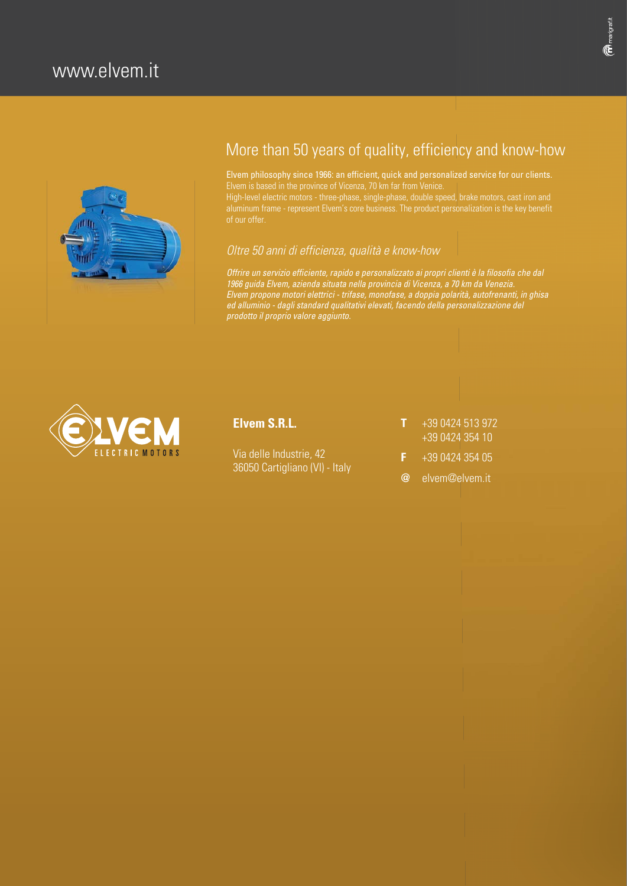www.elvem.it

## More than 50 years of quality, efficiency and know-how

Elvem philosophy since 1966: an efficient, quick and personalized service for our clients.
Elvem is based in the province of Vicenza, 70 km far from Venice.
High-level electric motors - three-phase, single-phase, double speed, brake motors, cast iron and aluminum frame - represent Elvem's core business. The product personalization is the key benefit of our offer.

## *Oltre 50 anni di efficienza, qualità e know-how*

*Offrire un servizio efficiente, rapido e personalizzato ai propri clienti è la filosofia che dal 1966 guida Elvem, azienda situata nella provincia di Vicenza, a 70 km da Venezia.*
*Elvem propone motori elettrici - trifase, monofase, a doppia polarità, autofrenanti, in ghisa ed alluminio - dagli standard qualitativi elevati, facendo della personalizzazione del prodotto il proprio valore aggiunto.*

ELVEM ELECTRIC MOTORS

**Elvem S.R.L.**

Via delle Industrie, 42
36050 Cartigliano (VI) - Italy

**T** +39 0424 513 972
+39 0424 354 10

**F** +39 0424 354 05

**@** elvem@elvem.it